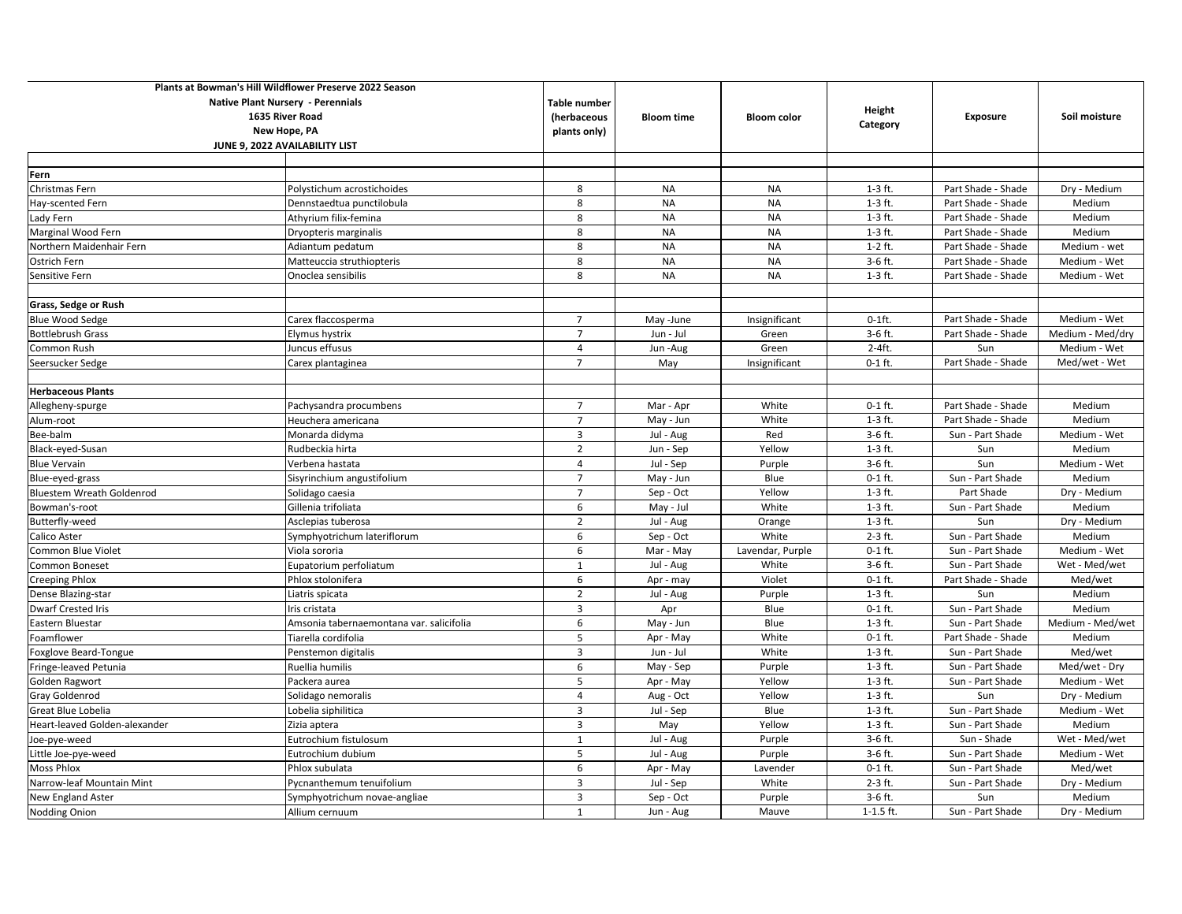| Plants at Bowman's Hill Wildflower Preserve 2022 Season<br>Native Plant Nursery - Perennials<br>1635 River Road<br>New Hope, PA<br>JUNE 9, 2022 AVAILABILITY LIST | | Table number (herbaceous plants only) | Bloom time | Bloom color | Height Category | Exposure | Soil moisture |
|---|---|---|---|---|---|---|---|
| | | | | | | | |
| **Fern** | | | | | | | |
| Christmas Fern | Polystichum acrostichoides | 8 | NA | NA | 1-3 ft. | Part Shade - Shade | Dry - Medium |
| Hay-scented Fern | Dennstaedtua punctilobula | 8 | NA | NA | 1-3 ft. | Part Shade - Shade | Medium |
| Lady Fern | Athyrium filix-femina | 8 | NA | NA | 1-3 ft. | Part Shade - Shade | Medium |
| Marginal Wood Fern | Dryopteris marginalis | 8 | NA | NA | 1-3 ft. | Part Shade - Shade | Medium |
| Northern Maidenhair Fern | Adiantum pedatum | 8 | NA | NA | 1-2 ft. | Part Shade - Shade | Medium - wet |
| Ostrich Fern | Matteuccia struthiopteris | 8 | NA | NA | 3-6 ft. | Part Shade - Shade | Medium - Wet |
| Sensitive Fern | Onoclea sensibilis | 8 | NA | NA | 1-3 ft. | Part Shade - Shade | Medium - Wet |
| | | | | | | | |
| **Grass, Sedge or Rush** | | | | | | | |
| Blue Wood Sedge | Carex flaccosperma | 7 | May -June | Insignificant | 0-1ft. | Part Shade - Shade | Medium - Wet |
| Bottlebrush Grass | Elymus hystrix | 7 | Jun - Jul | Green | 3-6 ft. | Part Shade - Shade | Medium - Med/dry |
| Common Rush | Juncus effusus | 4 | Jun -Aug | Green | 2-4ft. | Sun | Medium - Wet |
| Seersucker Sedge | Carex plantaginea | 7 | May | Insignificant | 0-1 ft. | Part Shade - Shade | Med/wet - Wet |
| | | | | | | | |
| **Herbaceous Plants** | | | | | | | |
| Allegheny-spurge | Pachysandra procumbens | 7 | Mar - Apr | White | 0-1 ft. | Part Shade - Shade | Medium |
| Alum-root | Heuchera americana | 7 | May - Jun | White | 1-3 ft. | Part Shade - Shade | Medium |
| Bee-balm | Monarda didyma | 3 | Jul - Aug | Red | 3-6 ft. | Sun - Part Shade | Medium - Wet |
| Black-eyed-Susan | Rudbeckia hirta | 2 | Jun - Sep | Yellow | 1-3 ft. | Sun | Medium |
| Blue Vervain | Verbena hastata | 4 | Jul - Sep | Purple | 3-6 ft. | Sun | Medium - Wet |
| Blue-eyed-grass | Sisyrinchium angustifolium | 7 | May - Jun | Blue | 0-1 ft. | Sun - Part Shade | Medium |
| Bluestem Wreath Goldenrod | Solidago caesia | 7 | Sep - Oct | Yellow | 1-3 ft. | Part Shade | Dry - Medium |
| Bowman's-root | Gillenia trifoliata | 6 | May - Jul | White | 1-3 ft. | Sun - Part Shade | Medium |
| Butterfly-weed | Asclepias tuberosa | 2 | Jul - Aug | Orange | 1-3 ft. | Sun | Dry - Medium |
| Calico Aster | Symphyotrichum lateriflorum | 6 | Sep - Oct | White | 2-3 ft. | Sun - Part Shade | Medium |
| Common Blue Violet | Viola sororia | 6 | Mar - May | Lavendar, Purple | 0-1 ft. | Sun - Part Shade | Medium - Wet |
| Common Boneset | Eupatorium perfoliatum | 1 | Jul - Aug | White | 3-6 ft. | Sun - Part Shade | Wet - Med/wet |
| Creeping Phlox | Phlox stolonifera | 6 | Apr - may | Violet | 0-1 ft. | Part Shade - Shade | Med/wet |
| Dense Blazing-star | Liatris spicata | 2 | Jul - Aug | Purple | 1-3 ft. | Sun | Medium |
| Dwarf Crested Iris | Iris cristata | 3 | Apr | Blue | 0-1 ft. | Sun - Part Shade | Medium |
| Eastern Bluestar | Amsonia tabernaemontana var. salicifolia | 6 | May - Jun | Blue | 1-3 ft. | Sun - Part Shade | Medium - Med/wet |
| Foamflower | Tiarella cordifolia | 5 | Apr - May | White | 0-1 ft. | Part Shade - Shade | Medium |
| Foxglove Beard-Tongue | Penstemon digitalis | 3 | Jun - Jul | White | 1-3 ft. | Sun - Part Shade | Med/wet |
| Fringe-leaved Petunia | Ruellia humilis | 6 | May - Sep | Purple | 1-3 ft. | Sun - Part Shade | Med/wet - Dry |
| Golden Ragwort | Packera aurea | 5 | Apr - May | Yellow | 1-3 ft. | Sun - Part Shade | Medium - Wet |
| Gray Goldenrod | Solidago nemoralis | 4 | Aug - Oct | Yellow | 1-3 ft. | Sun | Dry - Medium |
| Great Blue Lobelia | Lobelia siphilitica | 3 | Jul - Sep | Blue | 1-3 ft. | Sun - Part Shade | Medium - Wet |
| Heart-leaved Golden-alexander | Zizia aptera | 3 | May | Yellow | 1-3 ft. | Sun - Part Shade | Medium |
| Joe-pye-weed | Eutrochium fistulosum | 1 | Jul - Aug | Purple | 3-6 ft. | Sun - Shade | Wet - Med/wet |
| Little Joe-pye-weed | Eutrochium dubium | 5 | Jul - Aug | Purple | 3-6 ft. | Sun - Part Shade | Medium - Wet |
| Moss Phlox | Phlox subulata | 6 | Apr - May | Lavender | 0-1 ft. | Sun - Part Shade | Med/wet |
| Narrow-leaf Mountain Mint | Pycnanthemum tenuifolium | 3 | Jul - Sep | White | 2-3 ft. | Sun - Part Shade | Dry - Medium |
| New England Aster | Symphyotrichum novae-angliae | 3 | Sep - Oct | Purple | 3-6 ft. | Sun | Medium |
| Nodding Onion | Allium cernuum | 1 | Jun - Aug | Mauve | 1-1.5 ft. | Sun - Part Shade | Dry - Medium |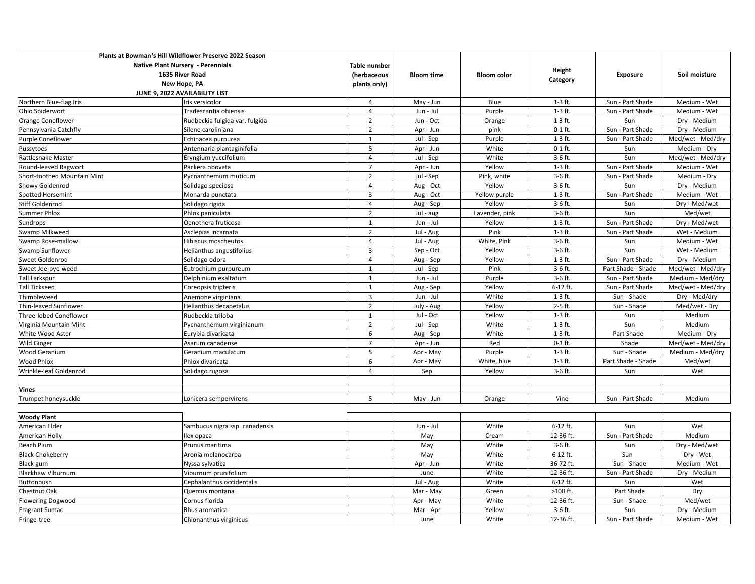| Plants at Bowman's Hill Wildflower Preserve 2022 Season<br>Native Plant Nursery - Perennials<br>1635 River Road<br>New Hope, PA<br>JUNE 9, 2022 AVAILABILITY LIST | | Table number (herbaceous plants only) | Bloom time | Bloom color | Height Category | Exposure | Soil moisture |
|---|---|---|---|---|---|---|---|
| Northern Blue-flag Iris | Iris versicolor | 4 | May - Jun | Blue | 1-3 ft. | Sun - Part Shade | Medium - Wet |
| Ohio Spiderwort | Tradescantia ohiensis | 4 | Jun - Jul | Purple | 1-3 ft. | Sun - Part Shade | Medium - Wet |
| Orange Coneflower | Rudbeckia fulgida var. fulgida | 2 | Jun - Oct | Orange | 1-3 ft. | Sun | Dry - Medium |
| Pennsylvania Catchfly | Silene caroliniana | 2 | Apr - Jun | pink | 0-1 ft. | Sun - Part Shade | Dry - Medium |
| Purple Coneflower | Echinacea purpurea | 1 | Jul - Sep | Purple | 1-3 ft. | Sun - Part Shade | Med/wet - Med/dry |
| Pussytoes | Antennaria plantaginifolia | 5 | Apr - Jun | White | 0-1 ft. | Sun | Medium - Dry |
| Rattlesnake Master | Eryngium yuccifolium | 4 | Jul - Sep | White | 3-6 ft. | Sun | Med/wet - Med/dry |
| Round-leaved Ragwort | Packera obovata | 7 | Apr - Jun | Yellow | 1-3 ft. | Sun - Part Shade | Medium - Wet |
| Short-toothed Mountain Mint | Pycnanthemum muticum | 2 | Jul - Sep | Pink, white | 3-6 ft. | Sun - Part Shade | Medium - Dry |
| Showy Goldenrod | Solidago speciosa | 4 | Aug - Oct | Yellow | 3-6 ft. | Sun | Dry - Medium |
| Spotted Horsemint | Monarda punctata | 3 | Aug - Oct | Yellow purple | 1-3 ft. | Sun - Part Shade | Medium - Wet |
| Stiff Goldenrod | Solidago rigida | 4 | Aug - Sep | Yellow | 3-6 ft. | Sun | Dry - Med/wet |
| Summer Phlox | Phlox paniculata | 2 | Jul - aug | Lavender, pink | 3-6 ft. | Sun | Med/wet |
| Sundrops | Oenothera fruticosa | 1 | Jun - Jul | Yellow | 1-3 ft. | Sun - Part Shade | Dry - Med/wet |
| Swamp Milkweed | Asclepias incarnata | 2 | Jul - Aug | Pink | 1-3 ft. | Sun - Part Shade | Wet - Medium |
| Swamp Rose-mallow | Hibiscus moscheutos | 4 | Jul - Aug | White, Pink | 3-6 ft. | Sun | Medium - Wet |
| Swamp Sunflower | Helianthus angustifolius | 3 | Sep - Oct | Yellow | 3-6 ft. | Sun | Wet - Medium |
| Sweet Goldenrod | Solidago odora | 4 | Aug - Sep | Yellow | 1-3 ft. | Sun - Part Shade | Dry - Medium |
| Sweet Joe-pye-weed | Eutrochium purpureum | 1 | Jul - Sep | Pink | 3-6 ft. | Part Shade - Shade | Med/wet - Med/dry |
| Tall Larkspur | Delphinium exaltatum | 1 | Jun - Jul | Purple | 3-6 ft. | Sun - Part Shade | Medium - Med/dry |
| Tall Tickseed | Coreopsis tripteris | 1 | Aug - Sep | Yellow | 6-12 ft. | Sun - Part Shade | Med/wet - Med/dry |
| Thimbleweed | Anemone virginiana | 3 | Jun - Jul | White | 1-3 ft. | Sun - Shade | Dry - Med/dry |
| Thin-leaved Sunflower | Helianthus decapetalus | 2 | July - Aug | Yellow | 2-5 ft. | Sun - Shade | Med/wet - Dry |
| Three-lobed Coneflower | Rudbeckia triloba | 1 | Jul - Oct | Yellow | 1-3 ft. | Sun | Medium |
| Virginia Mountain Mint | Pycnanthemum virginianum | 2 | Jul - Sep | White | 1-3 ft. | Sun | Medium |
| White Wood Aster | Eurybia divaricata | 6 | Aug - Sep | White | 1-3 ft. | Part Shade | Medium - Dry |
| Wild Ginger | Asarum canadense | 7 | Apr - Jun | Red | 0-1 ft. | Shade | Med/wet - Med/dry |
| Wood Geranium | Geranium maculatum | 5 | Apr - May | Purple | 1-3 ft. | Sun - Shade | Medium - Med/dry |
| Wood Phlox | Phlox divaricata | 6 | Apr - May | White, blue | 1-3 ft. | Part Shade - Shade | Med/wet |
| Wrinkle-leaf Goldenrod | Solidago rugosa | 4 | Sep | Yellow | 3-6 ft. | Sun | Wet |
| | | | | | | | |
| **Vines** | | | | | | | |
| Trumpet honeysuckle | Lonicera sempervirens | 5 | May - Jun | Orange | Vine | Sun - Part Shade | Medium |
| | | | | | | | |
| **Woody Plant** | | | | | | | |
| American Elder | Sambucus nigra ssp. canadensis | | Jun - Jul | White | 6-12 ft. | Sun | Wet |
| American Holly | Ilex opaca | | May | Cream | 12-36 ft. | Sun - Part Shade | Medium |
| Beach Plum | Prunus maritima | | May | White | 3-6 ft. | Sun | Dry - Med/wet |
| Black Chokeberry | Aronia melanocarpa | | May | White | 6-12 ft. | Sun | Dry - Wet |
| Black gum | Nyssa sylvatica | | Apr - Jun | White | 36-72 ft. | Sun - Shade | Medium - Wet |
| Blackhaw Viburnum | Viburnum prunifolium | | June | White | 12-36 ft. | Sun - Part Shade | Dry - Medium |
| Buttonbush | Cephalanthus occidentalis | | Jul - Aug | White | 6-12 ft. | Sun | Wet |
| Chestnut Oak | Quercus montana | | Mar - May | Green | >100 ft. | Part Shade | Dry |
| Flowering Dogwood | Cornus florida | | Apr - May | White | 12-36 ft. | Sun - Shade | Med/wet |
| Fragrant Sumac | Rhus aromatica | | Mar - Apr | Yellow | 3-6 ft. | Sun | Dry - Medium |
| Fringe-tree | Chionanthus virginicus | | June | White | 12-36 ft. | Sun - Part Shade | Medium - Wet |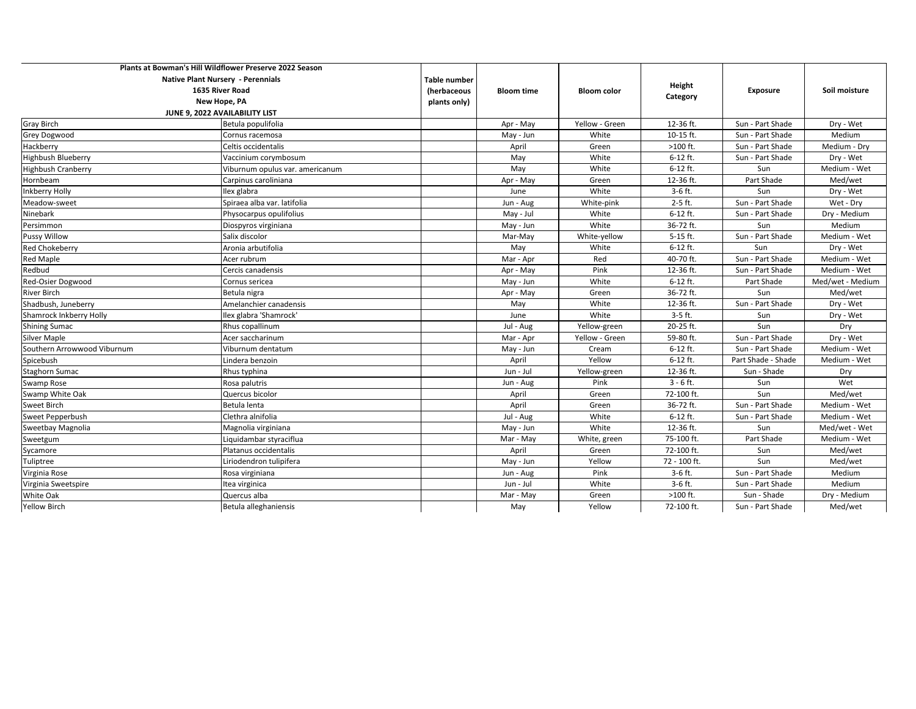| Plants at Bowman's Hill Wildflower Preserve 2022 Season<br>Native Plant Nursery - Perennials<br>1635 River Road<br>New Hope, PA<br>JUNE 9, 2022 AVAILABILITY LIST | | Table number (herbaceous plants only) | Bloom time | Bloom color | Height Category | Exposure | Soil moisture |
|---|---|---|---|---|---|---|---|
| Gray Birch | Betula populifolia | | Apr - May | Yellow - Green | 12-36 ft. | Sun - Part Shade | Dry - Wet |
| Grey Dogwood | Cornus racemosa | | May - Jun | White | 10-15 ft. | Sun - Part Shade | Medium |
| Hackberry | Celtis occidentalis | | April | Green | >100 ft. | Sun - Part Shade | Medium - Dry |
| Highbush Blueberry | Vaccinium corymbosum | | May | White | 6-12 ft. | Sun - Part Shade | Dry - Wet |
| Highbush Cranberry | Viburnum opulus var. americanum | | May | White | 6-12 ft. | Sun | Medium - Wet |
| Hornbeam | Carpinus caroliniana | | Apr - May | Green | 12-36 ft. | Part Shade | Med/wet |
| Inkberry Holly | Ilex glabra | | June | White | 3-6 ft. | Sun | Dry - Wet |
| Meadow-sweet | Spiraea alba var. latifolia | | Jun - Aug | White-pink | 2-5 ft. | Sun - Part Shade | Wet - Dry |
| Ninebark | Physocarpus opulifolius | | May - Jul | White | 6-12 ft. | Sun - Part Shade | Dry - Medium |
| Persimmon | Diospyros virginiana | | May - Jun | White | 36-72 ft. | Sun | Medium |
| Pussy Willow | Salix discolor | | Mar-May | White-yellow | 5-15 ft. | Sun - Part Shade | Medium - Wet |
| Red Chokeberry | Aronia arbutifolia | | May | White | 6-12 ft. | Sun | Dry - Wet |
| Red Maple | Acer rubrum | | Mar - Apr | Red | 40-70 ft. | Sun - Part Shade | Medium - Wet |
| Redbud | Cercis canadensis | | Apr - May | Pink | 12-36 ft. | Sun - Part Shade | Medium - Wet |
| Red-Osier Dogwood | Cornus sericea | | May - Jun | White | 6-12 ft. | Part Shade | Med/wet - Medium |
| River Birch | Betula nigra | | Apr - May | Green | 36-72 ft. | Sun | Med/wet |
| Shadbush, Juneberry | Amelanchier canadensis | | May | White | 12-36 ft. | Sun - Part Shade | Dry - Wet |
| Shamrock Inkberry Holly | Ilex glabra 'Shamrock' | | June | White | 3-5 ft. | Sun | Dry - Wet |
| Shining Sumac | Rhus copallinum | | Jul - Aug | Yellow-green | 20-25 ft. | Sun | Dry |
| Silver Maple | Acer saccharinum | | Mar - Apr | Yellow - Green | 59-80 ft. | Sun - Part Shade | Dry - Wet |
| Southern Arrowwood Viburnum | Viburnum dentatum | | May - Jun | Cream | 6-12 ft. | Sun - Part Shade | Medium - Wet |
| Spicebush | Lindera benzoin | | April | Yellow | 6-12 ft. | Part Shade - Shade | Medium - Wet |
| Staghorn Sumac | Rhus typhina | | Jun - Jul | Yellow-green | 12-36 ft. | Sun - Shade | Dry |
| Swamp Rose | Rosa palutris | | Jun - Aug | Pink | 3 - 6 ft. | Sun | Wet |
| Swamp White Oak | Quercus bicolor | | April | Green | 72-100 ft. | Sun | Med/wet |
| Sweet Birch | Betula lenta | | April | Green | 36-72 ft. | Sun - Part Shade | Medium - Wet |
| Sweet Pepperbush | Clethra alnifolia | | Jul - Aug | White | 6-12 ft. | Sun - Part Shade | Medium - Wet |
| Sweetbay Magnolia | Magnolia virginiana | | May - Jun | White | 12-36 ft. | Sun | Med/wet - Wet |
| Sweetgum | Liquidambar styraciflua | | Mar - May | White, green | 75-100 ft. | Part Shade | Medium - Wet |
| Sycamore | Platanus occidentalis | | April | Green | 72-100 ft. | Sun | Med/wet |
| Tuliptree | Liriodendron tulipifera | | May - Jun | Yellow | 72 - 100 ft. | Sun | Med/wet |
| Virginia Rose | Rosa virginiana | | Jun - Aug | Pink | 3-6 ft. | Sun - Part Shade | Medium |
| Virginia Sweetspire | Itea virginica | | Jun - Jul | White | 3-6 ft. | Sun - Part Shade | Medium |
| White Oak | Quercus alba | | Mar - May | Green | >100 ft. | Sun - Shade | Dry - Medium |
| Yellow Birch | Betula alleghaniensis | | May | Yellow | 72-100 ft. | Sun - Part Shade | Med/wet |